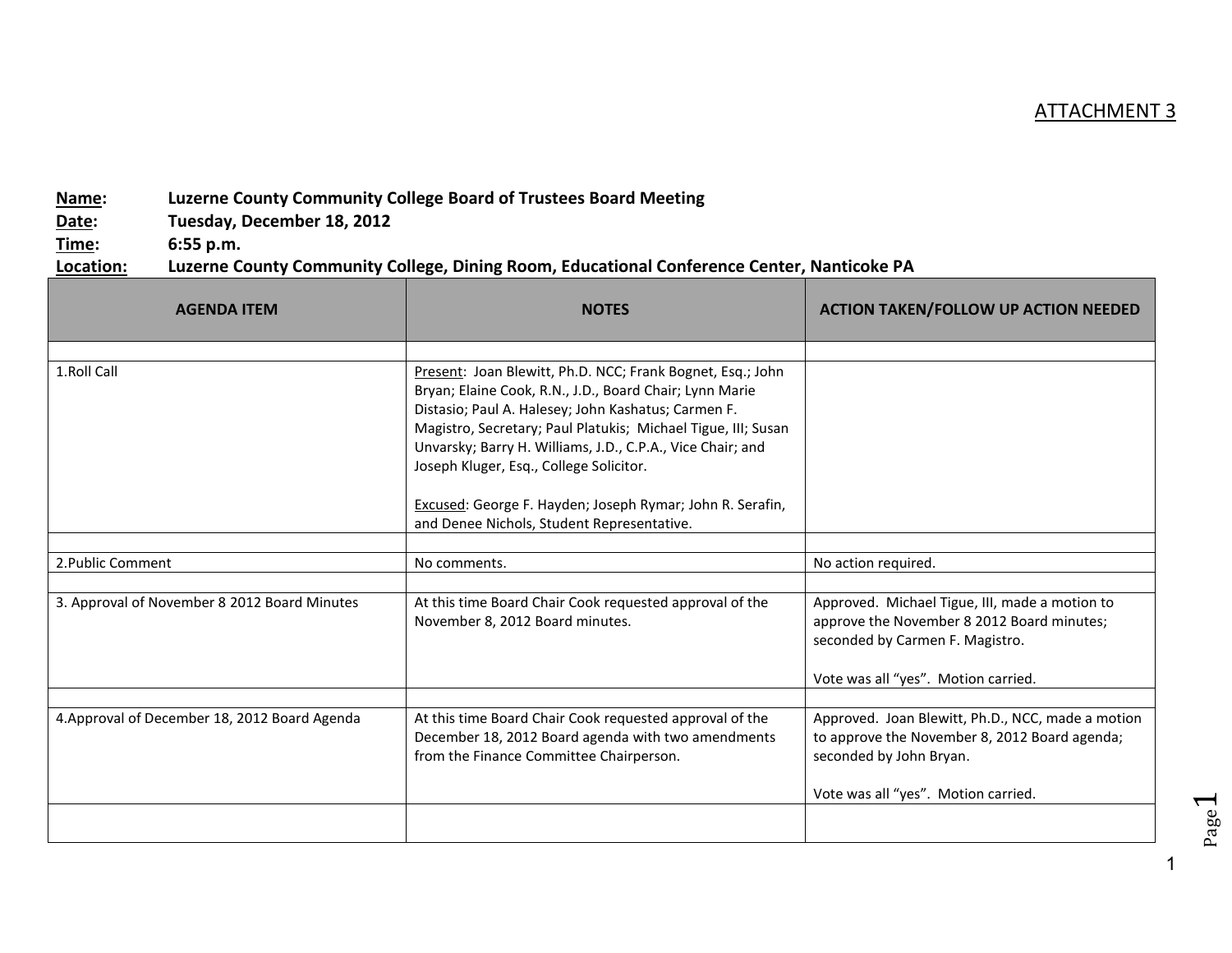ATTACHMENT 3

**Name:** **Luzerne County Community College Board of Trustees Board Meeting**
**Date:** **Tuesday, December 18, 2012**
**Time:** **6:55 p.m.**
**Location:** **Luzerne County Community College, Dining Room, Educational Conference Center, Nanticoke PA**

| AGENDA ITEM | NOTES | ACTION TAKEN/FOLLOW UP ACTION NEEDED |
|---|---|---|
| | | |
| 1.Roll Call | Present: Joan Blewitt, Ph.D. NCC; Frank Bognet, Esq.; John Bryan; Elaine Cook, R.N., J.D., Board Chair; Lynn Marie Distasio; Paul A. Halesey; John Kashatus; Carmen F. Magistro, Secretary; Paul Platukis; Michael Tigue, III; Susan Unvarsky; Barry H. Williams, J.D., C.P.A., Vice Chair; and Joseph Kluger, Esq., College Solicitor.<br><br>Excused: George F. Hayden; Joseph Rymar; John R. Serafin, and Denee Nichols, Student Representative. | |
| | | |
| 2.Public Comment | No comments. | No action required. |
| | | |
| 3. Approval of November 8 2012 Board Minutes | At this time Board Chair Cook requested approval of the November 8, 2012 Board minutes. | Approved. Michael Tigue, III, made a motion to approve the November 8 2012 Board minutes; seconded by Carmen F. Magistro.<br><br>Vote was all "yes". Motion carried. |
| | | |
| 4.Approval of December 18, 2012 Board Agenda | At this time Board Chair Cook requested approval of the December 18, 2012 Board agenda with two amendments from the Finance Committee Chairperson. | Approved. Joan Blewitt, Ph.D., NCC, made a motion to approve the November 8, 2012 Board agenda; seconded by John Bryan.<br><br>Vote was all "yes". Motion carried. |
| | | |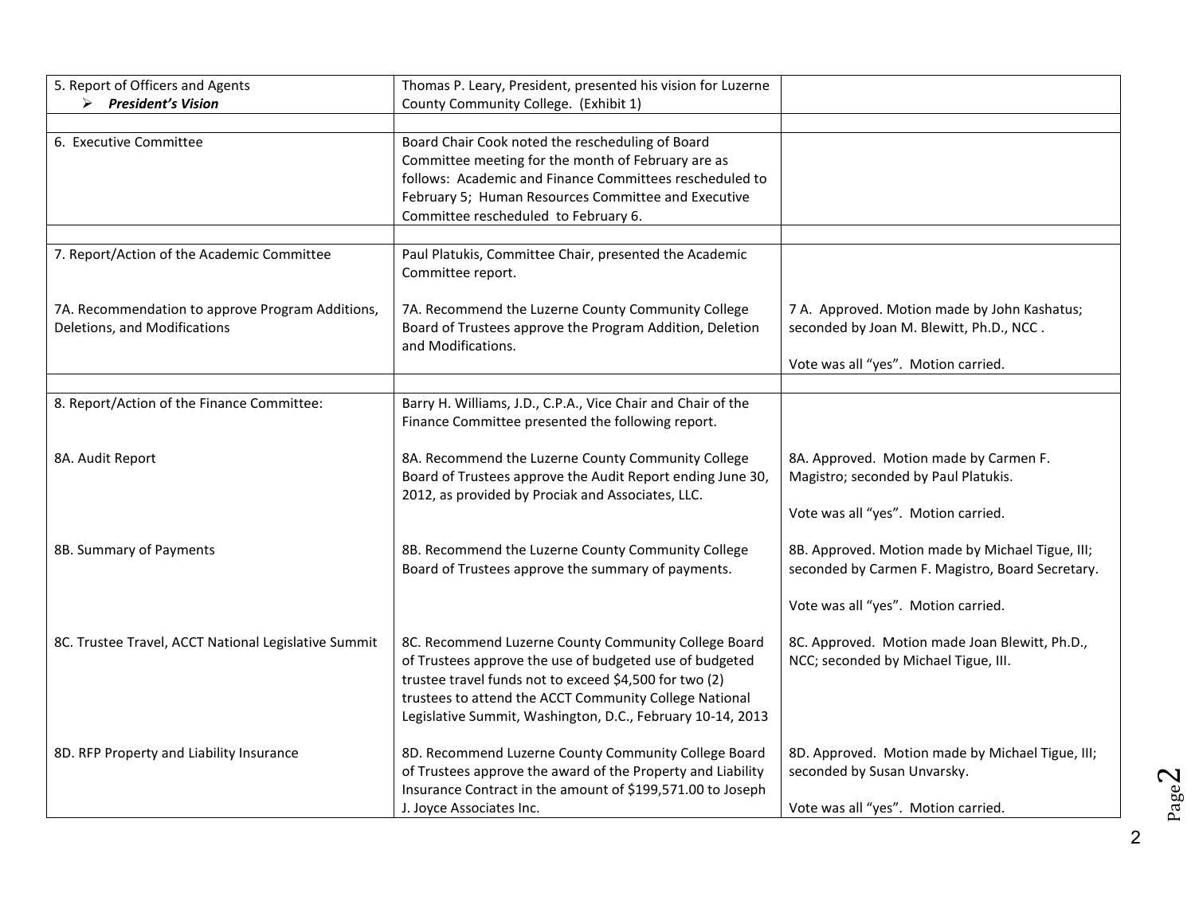| | | |
|---|---|---|
| 5. Report of Officers and Agents<br>➢ ***President's Vision*** | Thomas P. Leary, President, presented his vision for Luzerne County Community College. (Exhibit 1) | |
| | | |
| 6. Executive Committee | Board Chair Cook noted the rescheduling of Board Committee meeting for the month of February are as follows: Academic and Finance Committees rescheduled to February 5; Human Resources Committee and Executive Committee rescheduled to February 6. | |
| | | |
| 7. Report/Action of the Academic Committee<br><br>7A. Recommendation to approve Program Additions, Deletions, and Modifications | Paul Platukis, Committee Chair, presented the Academic Committee report.<br><br>7A. Recommend the Luzerne County Community College Board of Trustees approve the Program Addition, Deletion and Modifications. | <br><br>7 A. Approved. Motion made by John Kashatus; seconded by Joan M. Blewitt, Ph.D., NCC .<br><br>Vote was all "yes". Motion carried. |
| | | |
| 8. Report/Action of the Finance Committee:<br><br>8A. Audit Report<br><br>8B. Summary of Payments<br><br>8C. Trustee Travel, ACCT National Legislative Summit<br><br>8D. RFP Property and Liability Insurance | Barry H. Williams, J.D., C.P.A., Vice Chair and Chair of the Finance Committee presented the following report.<br><br>8A. Recommend the Luzerne County Community College Board of Trustees approve the Audit Report ending June 30, 2012, as provided by Prociak and Associates, LLC.<br><br>8B. Recommend the Luzerne County Community College Board of Trustees approve the summary of payments.<br><br>8C. Recommend Luzerne County Community College Board of Trustees approve the use of budgeted use of budgeted trustee travel funds not to exceed $4,500 for two (2) trustees to attend the ACCT Community College National Legislative Summit, Washington, D.C., February 10-14, 2013<br><br>8D. Recommend Luzerne County Community College Board of Trustees approve the award of the Property and Liability Insurance Contract in the amount of $199,571.00 to Joseph J. Joyce Associates Inc. | <br><br>8A. Approved. Motion made by Carmen F. Magistro; seconded by Paul Platukis.<br><br>Vote was all "yes". Motion carried.<br><br>8B. Approved. Motion made by Michael Tigue, III; seconded by Carmen F. Magistro, Board Secretary.<br><br>Vote was all "yes". Motion carried.<br><br>8C. Approved. Motion made Joan Blewitt, Ph.D., NCC; seconded by Michael Tigue, III.<br><br>8D. Approved. Motion made by Michael Tigue, III; seconded by Susan Unvarsky.<br><br>Vote was all "yes". Motion carried. |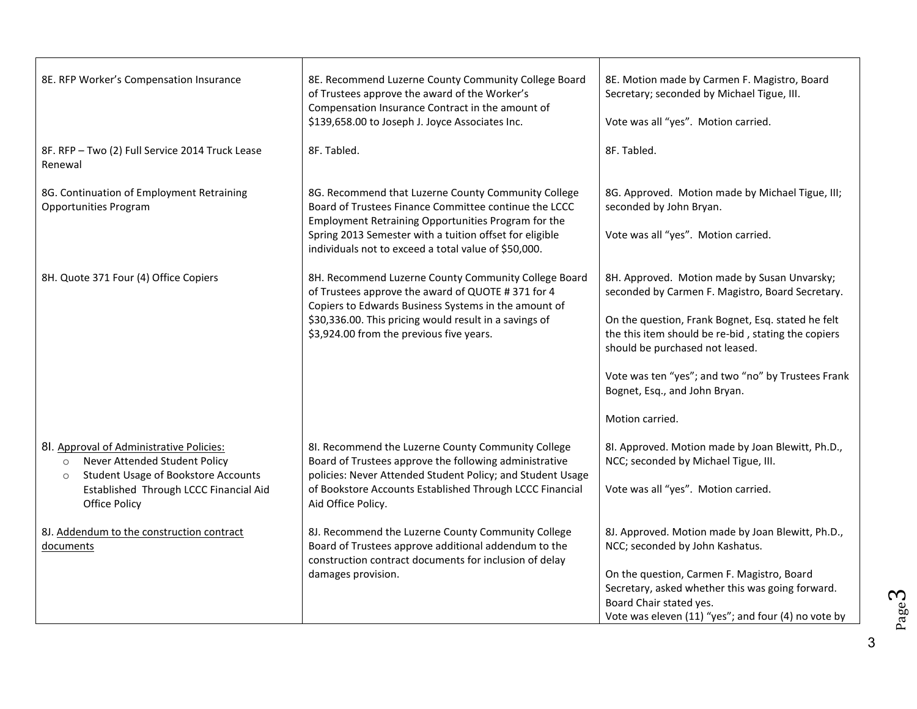| | | |
|---|---|---|
| 8E. RFP Worker's Compensation Insurance | 8E. Recommend Luzerne County Community College Board of Trustees approve the award of the Worker's Compensation Insurance Contract in the amount of $139,658.00 to Joseph J. Joyce Associates Inc. | 8E. Motion made by Carmen F. Magistro, Board Secretary; seconded by Michael Tigue, III.<br><br>Vote was all "yes". Motion carried. |
| 8F. RFP – Two (2) Full Service 2014 Truck Lease Renewal | 8F. Tabled. | 8F. Tabled. |
| 8G. Continuation of Employment Retraining Opportunities Program | 8G. Recommend that Luzerne County Community College Board of Trustees Finance Committee continue the LCCC Employment Retraining Opportunities Program for the Spring 2013 Semester with a tuition offset for eligible individuals not to exceed a total value of $50,000. | 8G. Approved. Motion made by Michael Tigue, III; seconded by John Bryan.<br><br>Vote was all "yes". Motion carried. |
| 8H. Quote 371 Four (4) Office Copiers | 8H. Recommend Luzerne County Community College Board of Trustees approve the award of QUOTE # 371 for 4 Copiers to Edwards Business Systems in the amount of $30,336.00. This pricing would result in a savings of $3,924.00 from the previous five years. | 8H. Approved. Motion made by Susan Unvarsky; seconded by Carmen F. Magistro, Board Secretary.<br><br>On the question, Frank Bognet, Esq. stated he felt the this item should be re-bid , stating the copiers should be purchased not leased.<br><br>Vote was ten "yes"; and two "no" by Trustees Frank Bognet, Esq., and John Bryan.<br><br>Motion carried. |
| 8I. <u>Approval of Administrative Policies:</u><br>○ Never Attended Student Policy<br>○ Student Usage of Bookstore Accounts Established Through LCCC Financial Aid Office Policy | 8I. Recommend the Luzerne County Community College Board of Trustees approve the following administrative policies: Never Attended Student Policy; and Student Usage of Bookstore Accounts Established Through LCCC Financial Aid Office Policy. | 8I. Approved. Motion made by Joan Blewitt, Ph.D., NCC; seconded by Michael Tigue, III.<br><br>Vote was all "yes". Motion carried. |
| 8J. <u>Addendum to the construction contract documents</u> | 8J. Recommend the Luzerne County Community College Board of Trustees approve additional addendum to the construction contract documents for inclusion of delay damages provision. | 8J. Approved. Motion made by Joan Blewitt, Ph.D., NCC; seconded by John Kashatus.<br><br>On the question, Carmen F. Magistro, Board Secretary, asked whether this was going forward. Board Chair stated yes.<br>Vote was eleven (11) "yes"; and four (4) no vote by |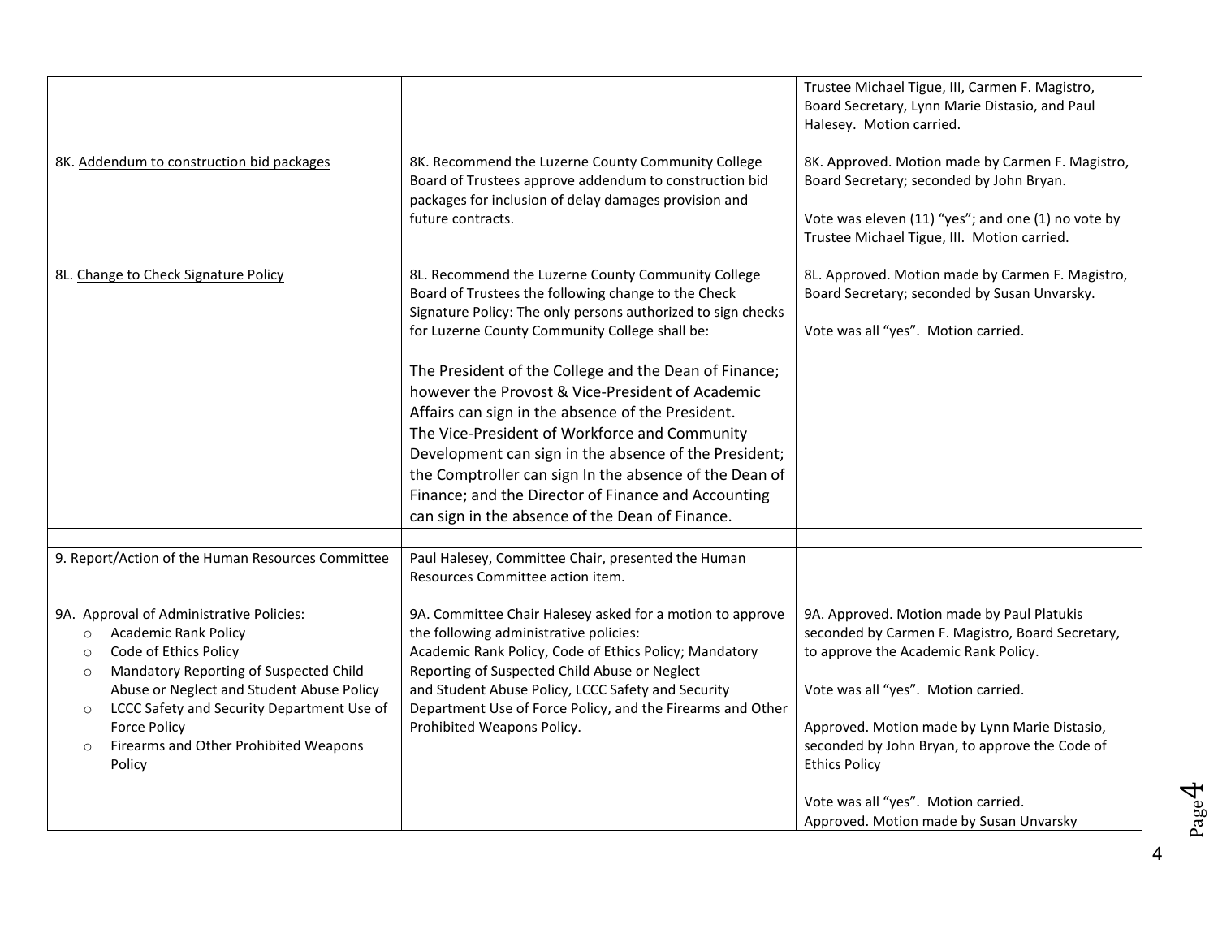| | | |
|---|---|---|
| | | Trustee Michael Tigue, III, Carmen F. Magistro, Board Secretary, Lynn Marie Distasio, and Paul Halesey. Motion carried. |
| 8K. Addendum to construction bid packages | 8K. Recommend the Luzerne County Community College Board of Trustees approve addendum to construction bid packages for inclusion of delay damages provision and future contracts. | 8K. Approved. Motion made by Carmen F. Magistro, Board Secretary; seconded by John Bryan.<br><br>Vote was eleven (11) "yes"; and one (1) no vote by Trustee Michael Tigue, III. Motion carried. |
| 8L. Change to Check Signature Policy | 8L. Recommend the Luzerne County Community College Board of Trustees the following change to the Check Signature Policy: The only persons authorized to sign checks for Luzerne County Community College shall be:<br><br>The President of the College and the Dean of Finance; however the Provost & Vice-President of Academic Affairs can sign in the absence of the President. The Vice-President of Workforce and Community Development can sign in the absence of the President; the Comptroller can sign In the absence of the Dean of Finance; and the Director of Finance and Accounting can sign in the absence of the Dean of Finance. | 8L. Approved. Motion made by Carmen F. Magistro, Board Secretary; seconded by Susan Unvarsky.<br><br>Vote was all "yes". Motion carried. |
| | | |
| 9. Report/Action of the Human Resources Committee | Paul Halesey, Committee Chair, presented the Human Resources Committee action item. | |
| 9A. Approval of Administrative Policies:<br>◦ Academic Rank Policy<br>◦ Code of Ethics Policy<br>◦ Mandatory Reporting of Suspected Child Abuse or Neglect and Student Abuse Policy<br>◦ LCCC Safety and Security Department Use of Force Policy<br>◦ Firearms and Other Prohibited Weapons Policy | 9A. Committee Chair Halesey asked for a motion to approve the following administrative policies: Academic Rank Policy, Code of Ethics Policy; Mandatory Reporting of Suspected Child Abuse or Neglect and Student Abuse Policy, LCCC Safety and Security Department Use of Force Policy, and the Firearms and Other Prohibited Weapons Policy. | 9A. Approved. Motion made by Paul Platukis seconded by Carmen F. Magistro, Board Secretary, to approve the Academic Rank Policy.<br><br>Vote was all "yes". Motion carried.<br><br>Approved. Motion made by Lynn Marie Distasio, seconded by John Bryan, to approve the Code of Ethics Policy<br><br>Vote was all "yes". Motion carried.<br>Approved. Motion made by Susan Unvarsky |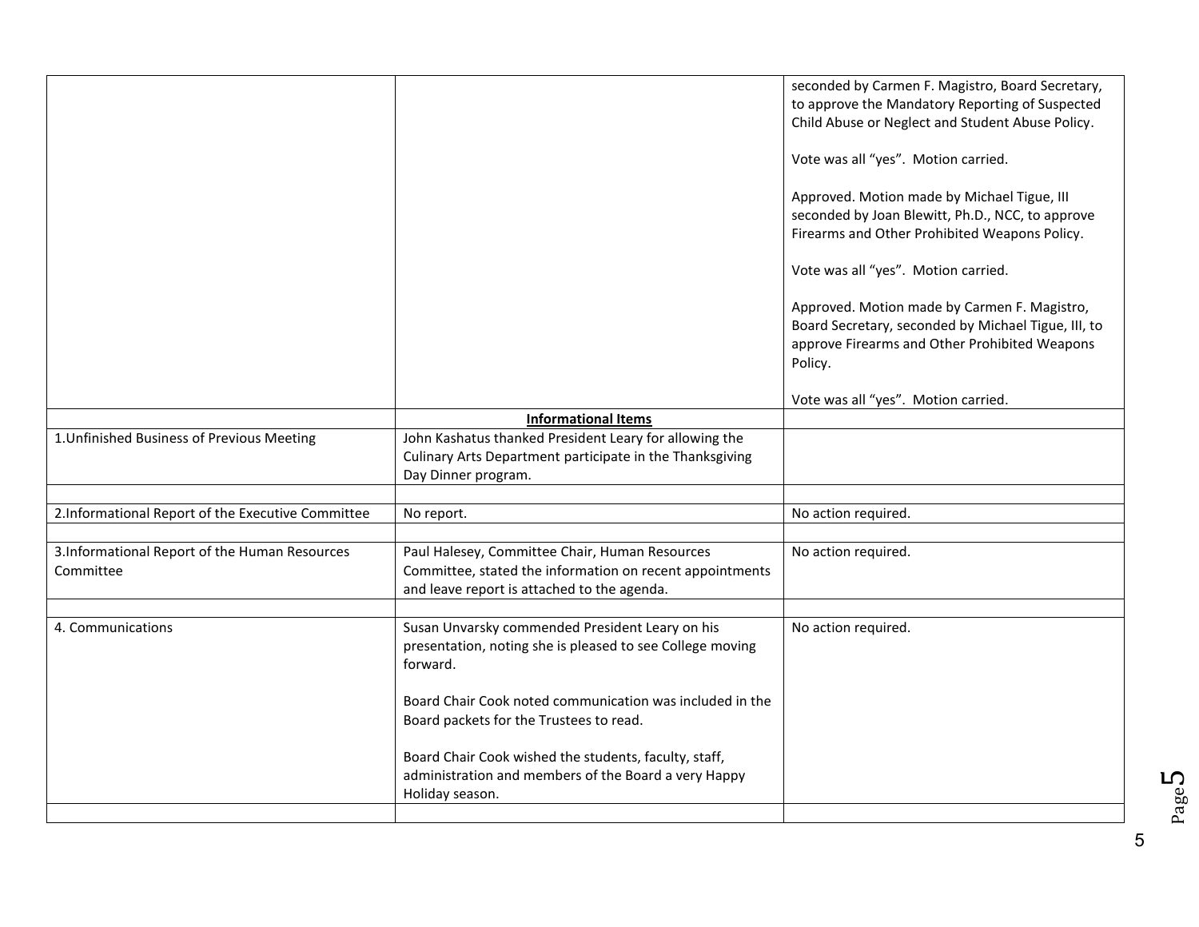| | | |
|---|---|---|
| | | seconded by Carmen F. Magistro, Board Secretary, to approve the Mandatory Reporting of Suspected Child Abuse or Neglect and Student Abuse Policy.<br><br>Vote was all "yes". Motion carried.<br><br>Approved. Motion made by Michael Tigue, III seconded by Joan Blewitt, Ph.D., NCC, to approve Firearms and Other Prohibited Weapons Policy.<br><br>Vote was all "yes". Motion carried.<br><br>Approved. Motion made by Carmen F. Magistro, Board Secretary, seconded by Michael Tigue, III, to approve Firearms and Other Prohibited Weapons Policy.<br><br>Vote was all "yes". Motion carried. |
| | **Informational Items** | |
| 1.Unfinished Business of Previous Meeting | John Kashatus thanked President Leary for allowing the Culinary Arts Department participate in the Thanksgiving Day Dinner program. | |
| | | |
| 2.Informational Report of the Executive Committee | No report. | No action required. |
| | | |
| 3.Informational Report of the Human Resources Committee | Paul Halesey, Committee Chair, Human Resources Committee, stated the information on recent appointments and leave report is attached to the agenda. | No action required. |
| | | |
| 4. Communications | Susan Unvarsky commended President Leary on his presentation, noting she is pleased to see College moving forward.<br><br>Board Chair Cook noted communication was included in the Board packets for the Trustees to read.<br><br>Board Chair Cook wished the students, faculty, staff, administration and members of the Board a very Happy Holiday season. | No action required. |
| | | |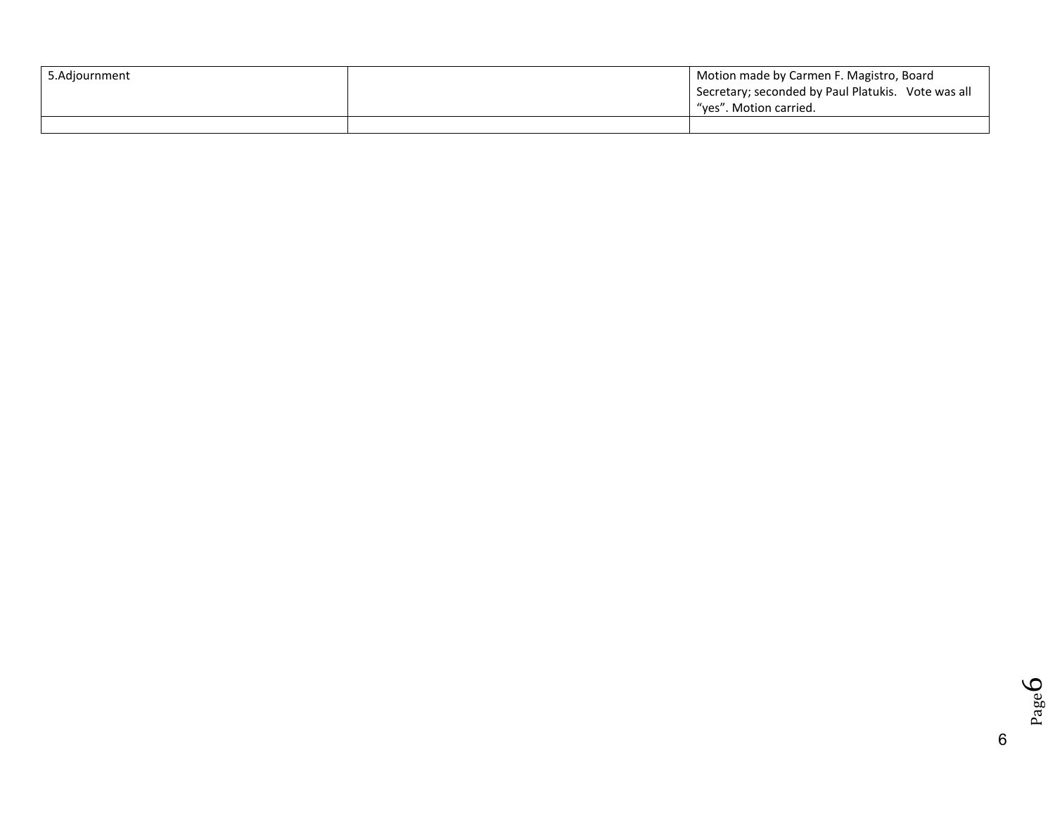| | | |
|---|---|---|
| 5.Adjournment | | Motion made by Carmen F. Magistro, Board Secretary; seconded by Paul Platukis. Vote was all "yes". Motion carried. |
| | | |